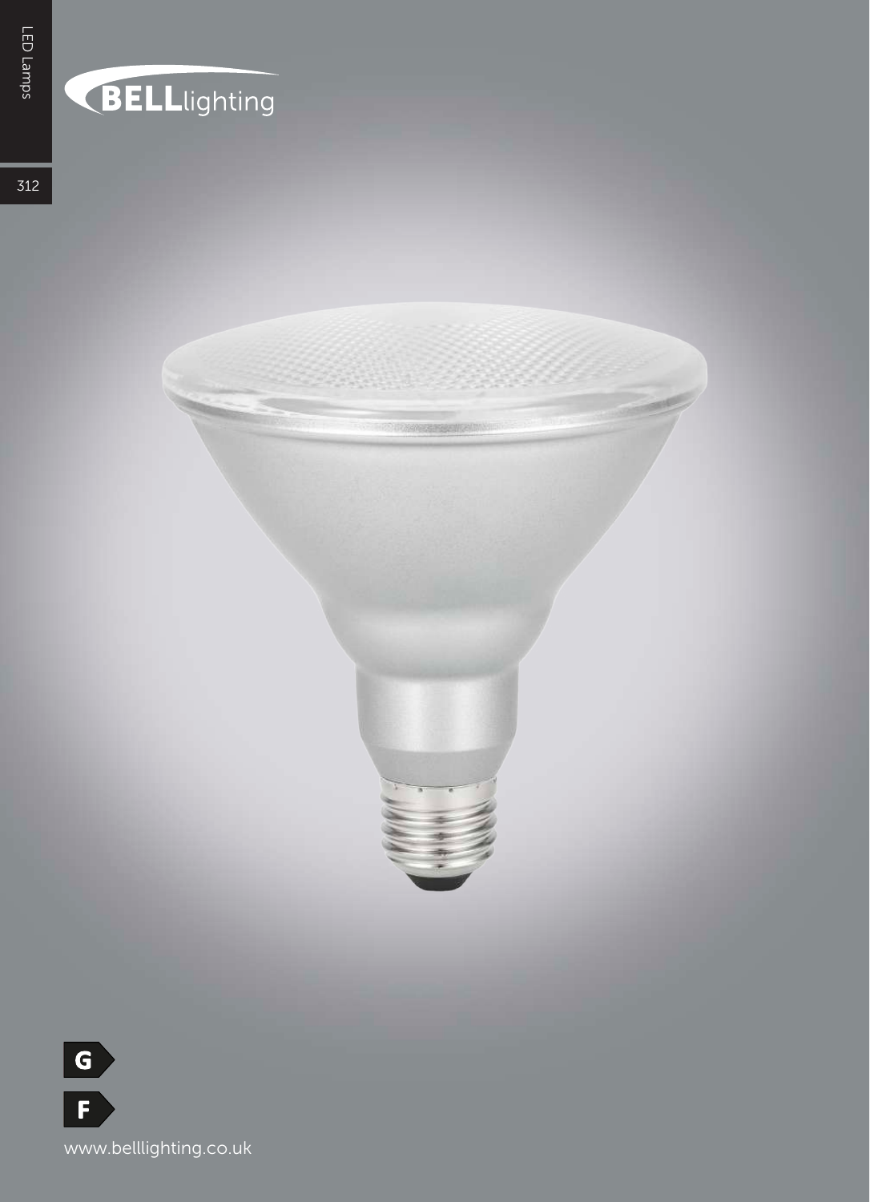BELLlighting

G

F

www.belllighting.co.uk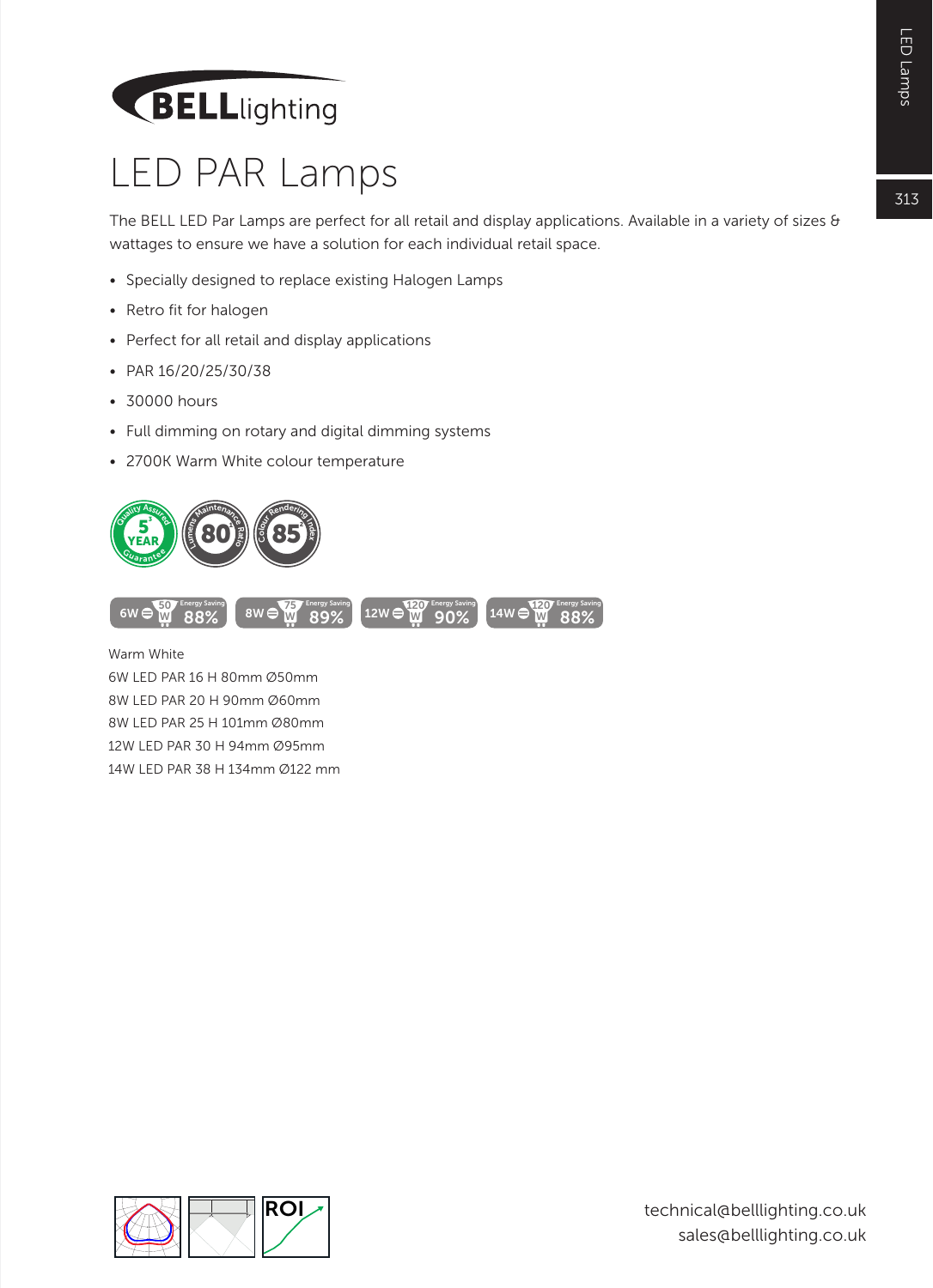# LED PAR Lamps

The BELL LED Par Lamps are perfect for all retail and display applications. Available in a variety of sizes & wattages to ensure we have a solution for each individual retail space.

- Specially designed to replace existing Halogen Lamps
- Retro fit for halogen
- Perfect for all retail and display applications
- PAR 16/20/25/30/38
- 30000 hours
- Full dimming on rotary and digital dimming systems
- 2700K Warm White colour temperature

Quality Assured 5 YEAR Guarantee | Lumens Maintenance Ratio 80 | Colour Rendering Index 85

6W = 50W Energy Saving 88% | 8W = 75W Energy Saving 89% | 12W = 120W Energy Saving 90% | 14W = 120W Energy Saving 88%

Warm White
6W LED PAR 16 H 80mm Ø50mm
8W LED PAR 20 H 90mm Ø60mm
8W LED PAR 25 H 101mm Ø80mm
12W LED PAR 30 H 94mm Ø95mm
14W LED PAR 38 H 134mm Ø122 mm

ROI

technical@belllighting.co.uk
sales@belllighting.co.uk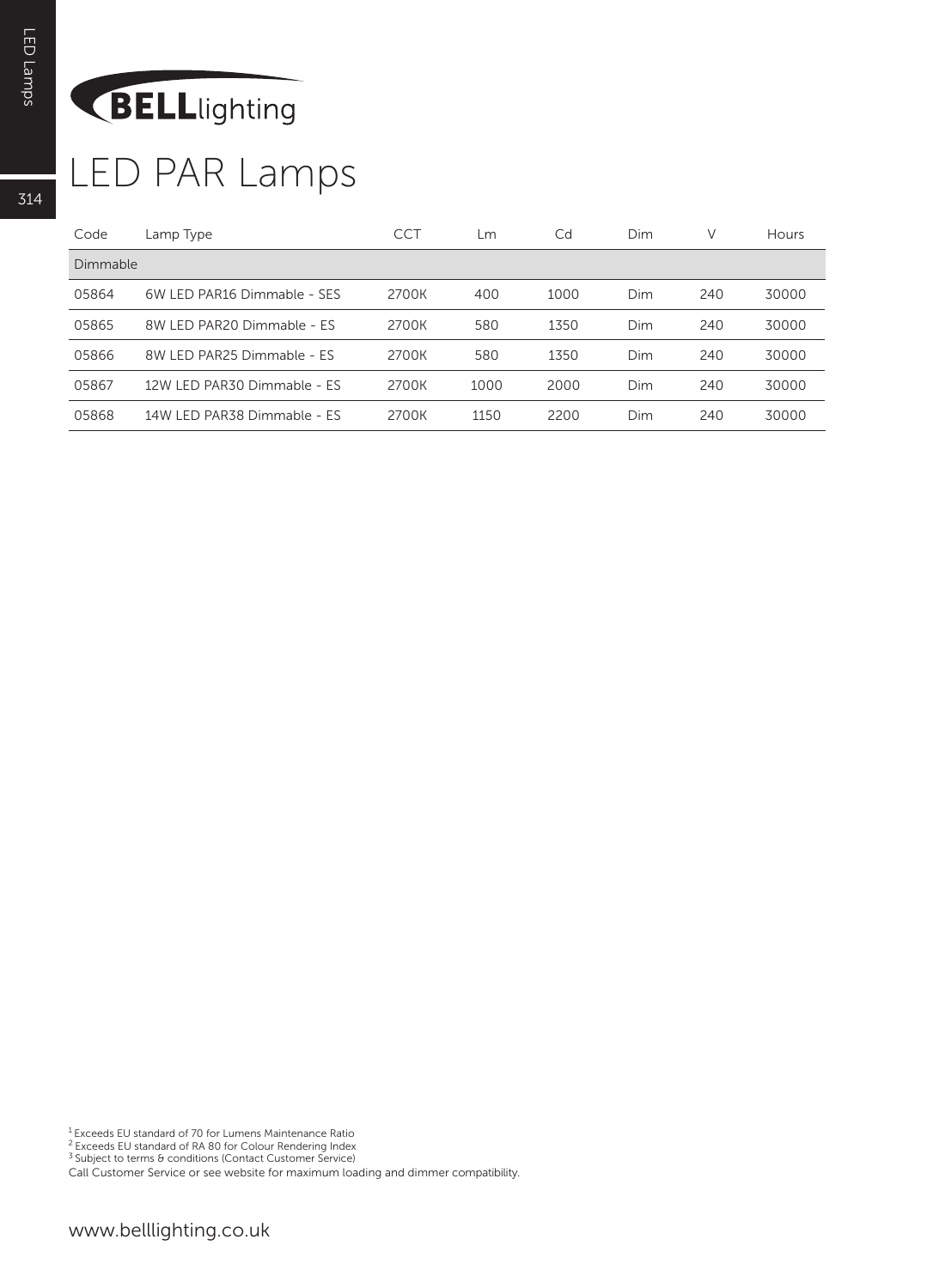# LED PAR Lamps

| Code | Lamp Type | CCT | Lm | Cd | Dim | V | Hours |
|---|---|---|---|---|---|---|---|
| Dimmable | | | | | | | |
| 05864 | 6W LED PAR16 Dimmable - SES | 2700K | 400 | 1000 | Dim | 240 | 30000 |
| 05865 | 8W LED PAR20 Dimmable - ES | 2700K | 580 | 1350 | Dim | 240 | 30000 |
| 05866 | 8W LED PAR25 Dimmable - ES | 2700K | 580 | 1350 | Dim | 240 | 30000 |
| 05867 | 12W LED PAR30 Dimmable - ES | 2700K | 1000 | 2000 | Dim | 240 | 30000 |
| 05868 | 14W LED PAR38 Dimmable - ES | 2700K | 1150 | 2200 | Dim | 240 | 30000 |

[1] Exceeds EU standard of 70 for Lumens Maintenance Ratio
[2] Exceeds EU standard of RA 80 for Colour Rendering Index
[3] Subject to terms & conditions (Contact Customer Service)
Call Customer Service or see website for maximum loading and dimmer compatibility.

www.belllighting.co.uk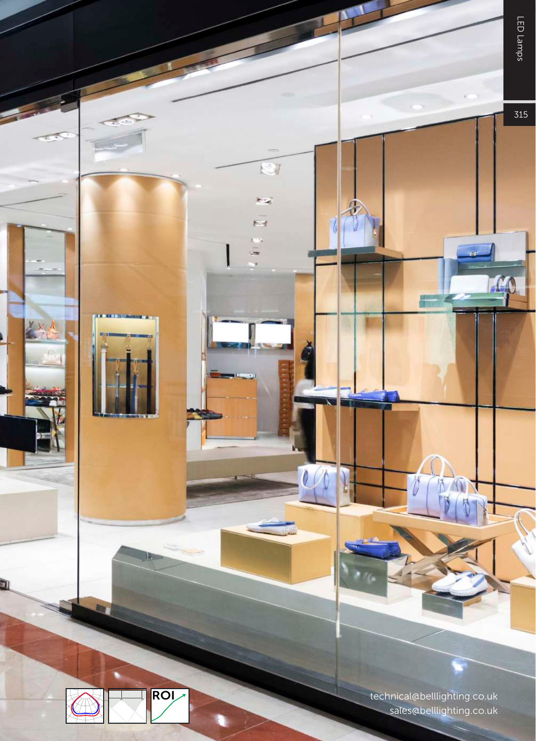technical@belllighting.co.uk
sales@belllighting.co.uk